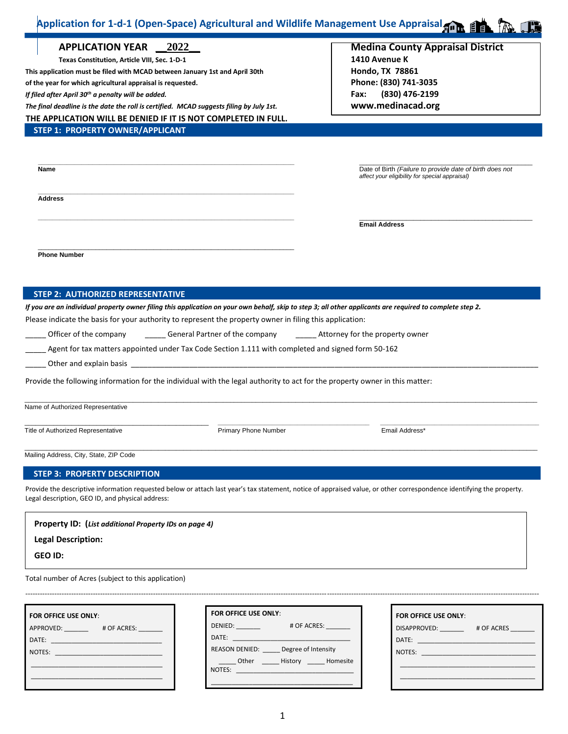# Application for 1-d-1 (Open-Space) Agricultural and Wildlife Management Use Appraisal

**APPLICATION YEAR __2022__**

**Texas Constitution, Article VIII, Sec. 1-D-1**

**This application must be filed with MCAD between January 1st and April 30th of the year for which agricultural appraisal is requested.**

***If filed after April 30th a penalty will be added.***

***The final deadline is the date the roll is certified. MCAD suggests filing by July 1st.***

**THE APPLICATION WILL BE DENIED IF IT IS NOT COMPLETED IN FULL.**

**Medina County Appraisal District**
**1410 Avenue K**
**Hondo, TX 78861**
**Phone: (830) 741-3035**
**Fax: (830) 476-2199**
**www.medinacad.org**

## STEP 1: PROPERTY OWNER/APPLICANT

_______________________________________________
**Name**

_______________________________________________
**Address**

_______________________________________________

_______________________________________________
**Phone Number**

_______________________________________________
Date of Birth *(Failure to provide date of birth does not affect your eligibility for special appraisal)*

_______________________________________________
**Email Address**

## STEP 2: AUTHORIZED REPRESENTATIVE

***If you are an individual property owner filing this application on your own behalf, skip to step 3; all other applicants are required to complete step 2.***

Please indicate the basis for your authority to represent the property owner in filing this application:

_____ Officer of the company _____ General Partner of the company _____ Attorney for the property owner

_____ Agent for tax matters appointed under Tax Code Section 1.111 with completed and signed form 50-162

_____ Other and explain basis _______________________________________________

Provide the following information for the individual with the legal authority to act for the property owner in this matter:

_______________________________________________
Name of Authorized Representative

_______________________________________________
Title of Authorized Representative

_______________________________________________
Primary Phone Number

_______________________________________________
Email Address*

_______________________________________________
Mailing Address, City, State, ZIP Code

## STEP 3: PROPERTY DESCRIPTION

Provide the descriptive information requested below or attach last year's tax statement, notice of appraised value, or other correspondence identifying the property. Legal description, GEO ID, and physical address:

**Property ID:** (*List additional Property IDs on page 4)*

**Legal Description:**

**GEO ID:**

Total number of Acres (subject to this application)

---

**FOR OFFICE USE ONLY**:

APPROVED: _______ # OF ACRES: _______

DATE: _______________________________

NOTES: _______________________________

_______________________________________

_______________________________________

**FOR OFFICE USE ONLY**:

DENIED: _______ # OF ACRES: _______

DATE: _______________________________

REASON DENIED: _____ Degree of Intensity

_____ Other _____ History _____ Homesite

NOTES: _______________________________

_______________________________________

**FOR OFFICE USE ONLY**:

DISAPPROVED: _______ # OF ACRES _______

DATE: _______________________________

NOTES: _______________________________

_______________________________________

_______________________________________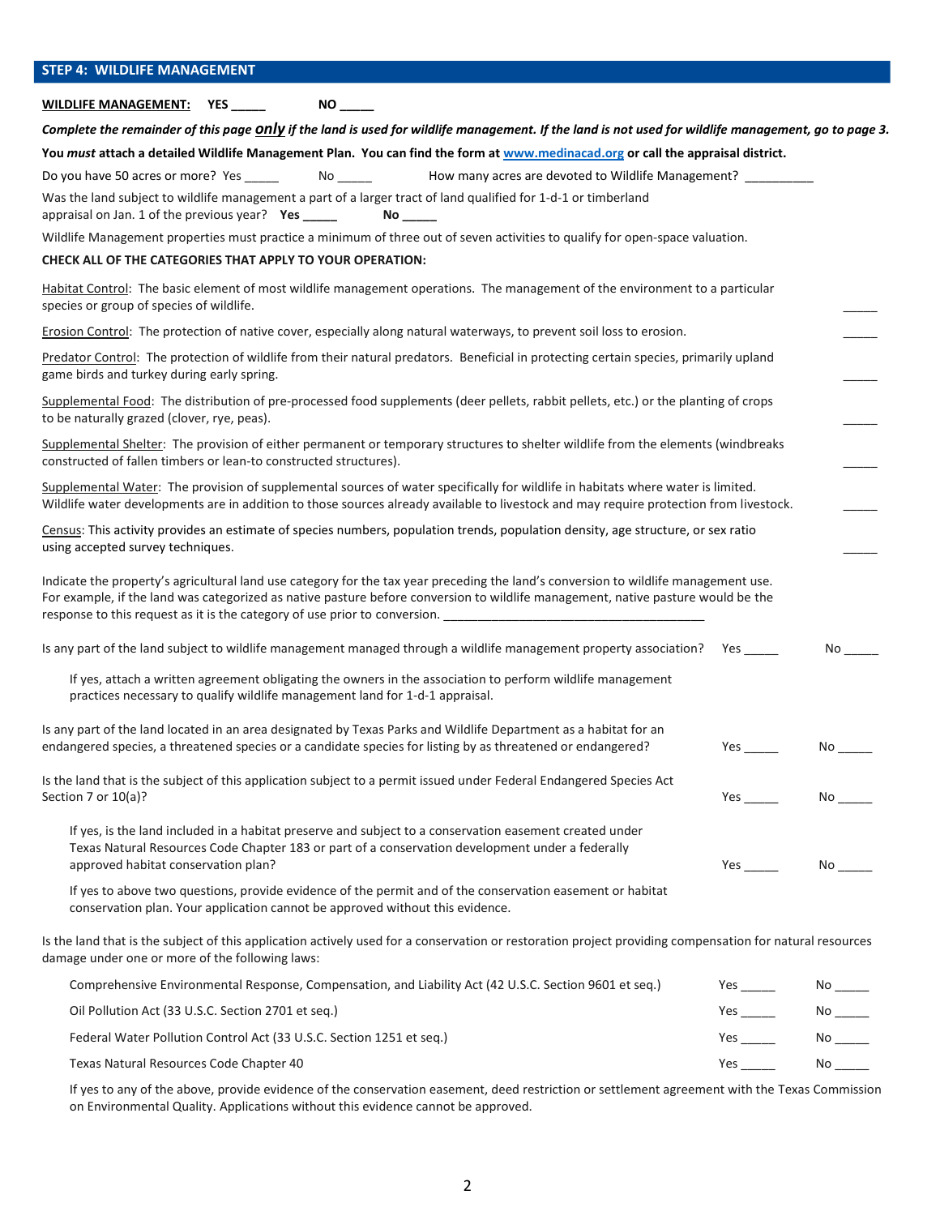## STEP 4: WILDLIFE MANAGEMENT

**WILDLIFE MANAGEMENT: YES _____ NO _____**

***Complete the remainder of this page only if the land is used for wildlife management. If the land is not used for wildlife management, go to page 3.***

**You *must* attach a detailed Wildlife Management Plan. You can find the form at www.medinacad.org or call the appraisal district.**

Do you have 50 acres or more? Yes _____ No _____ How many acres are devoted to Wildlife Management? __________

Was the land subject to wildlife management a part of a larger tract of land qualified for 1-d-1 or timberland appraisal on Jan. 1 of the previous year? **Yes _____ No _____**

Wildlife Management properties must practice a minimum of three out of seven activities to qualify for open-space valuation.

**CHECK ALL OF THE CATEGORIES THAT APPLY TO YOUR OPERATION:**

Habitat Control: The basic element of most wildlife management operations. The management of the environment to a particular species or group of species of wildlife. _____

Erosion Control: The protection of native cover, especially along natural waterways, to prevent soil loss to erosion. _____

Predator Control: The protection of wildlife from their natural predators. Beneficial in protecting certain species, primarily upland game birds and turkey during early spring. _____

Supplemental Food: The distribution of pre-processed food supplements (deer pellets, rabbit pellets, etc.) or the planting of crops to be naturally grazed (clover, rye, peas). _____

Supplemental Shelter: The provision of either permanent or temporary structures to shelter wildlife from the elements (windbreaks constructed of fallen timbers or lean-to constructed structures). _____

Supplemental Water: The provision of supplemental sources of water specifically for wildlife in habitats where water is limited. Wildlife water developments are in addition to those sources already available to livestock and may require protection from livestock. _____

Census: This activity provides an estimate of species numbers, population trends, population density, age structure, or sex ratio using accepted survey techniques. _____

Indicate the property's agricultural land use category for the tax year preceding the land's conversion to wildlife management use. For example, if the land was categorized as native pasture before conversion to wildlife management, native pasture would be the response to this request as it is the category of use prior to conversion. ______________________________________

Is any part of the land subject to wildlife management managed through a wildlife management property association? Yes _____ No _____

If yes, attach a written agreement obligating the owners in the association to perform wildlife management practices necessary to qualify wildlife management land for 1-d-1 appraisal.

Is any part of the land located in an area designated by Texas Parks and Wildlife Department as a habitat for an endangered species, a threatened species or a candidate species for listing by as threatened or endangered? Yes _____ No _____

Is the land that is the subject of this application subject to a permit issued under Federal Endangered Species Act Section 7 or 10(a)? Yes _____ No _____

If yes, is the land included in a habitat preserve and subject to a conservation easement created under Texas Natural Resources Code Chapter 183 or part of a conservation development under a federally approved habitat conservation plan? Yes _____ No _____

If yes to above two questions, provide evidence of the permit and of the conservation easement or habitat conservation plan. Your application cannot be approved without this evidence.

Is the land that is the subject of this application actively used for a conservation or restoration project providing compensation for natural resources damage under one or more of the following laws:

Comprehensive Environmental Response, Compensation, and Liability Act (42 U.S.C. Section 9601 et seq.) Yes _____ No _____

Oil Pollution Act (33 U.S.C. Section 2701 et seq.) Yes _____ No _____

Federal Water Pollution Control Act (33 U.S.C. Section 1251 et seq.) Yes _____ No _____

Texas Natural Resources Code Chapter 40 Yes _____ No _____

If yes to any of the above, provide evidence of the conservation easement, deed restriction or settlement agreement with the Texas Commission on Environmental Quality. Applications without this evidence cannot be approved.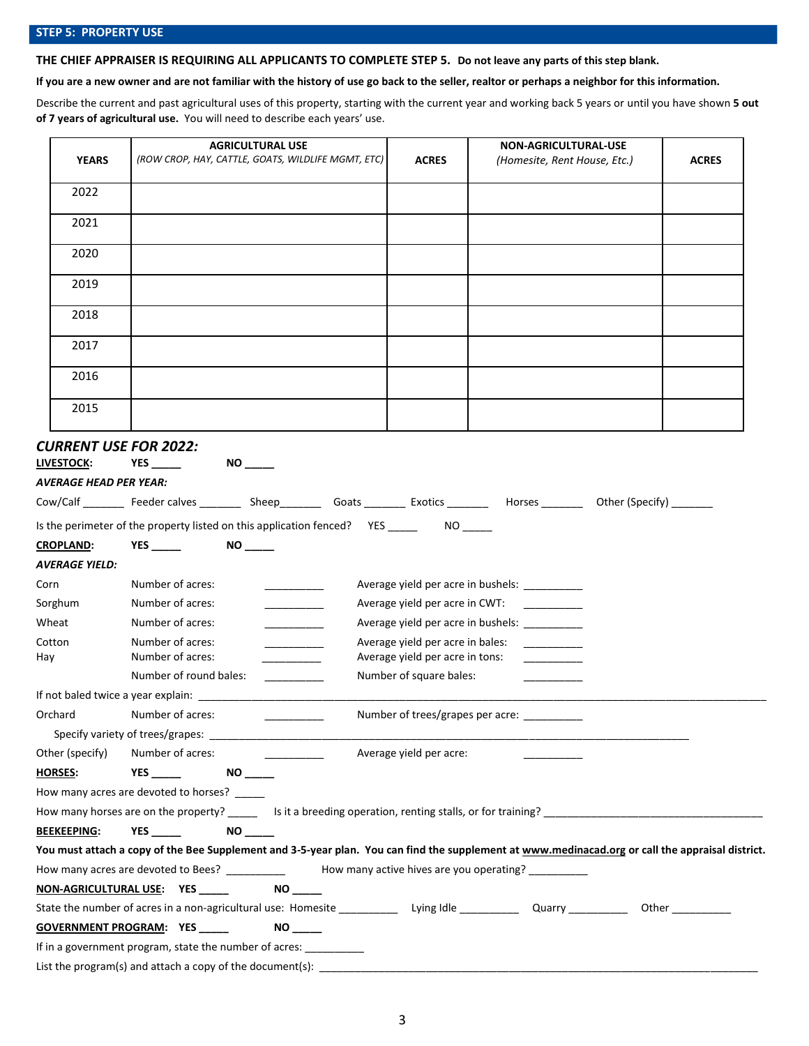## STEP 5: PROPERTY USE

**THE CHIEF APPRAISER IS REQUIRING ALL APPLICANTS TO COMPLETE STEP 5. Do not leave any parts of this step blank.**

**If you are a new owner and are not familiar with the history of use go back to the seller, realtor or perhaps a neighbor for this information.**

Describe the current and past agricultural uses of this property, starting with the current year and working back 5 years or until you have shown **5 out of 7 years of agricultural use.** You will need to describe each years' use.

| YEARS | AGRICULTURAL USE *(ROW CROP, HAY, CATTLE, GOATS, WILDLIFE MGMT, ETC)* | ACRES | NON-AGRICULTURAL-USE *(Homesite, Rent House, Etc.)* | ACRES |
|---|---|---|---|---|
| 2022 | | | | |
| 2021 | | | | |
| 2020 | | | | |
| 2019 | | | | |
| 2018 | | | | |
| 2017 | | | | |
| 2016 | | | | |
| 2015 | | | | |

### *CURRENT USE FOR 2022:*

**LIVESTOCK:** **YES _____** **NO _____**

***AVERAGE HEAD PER YEAR:***

Cow/Calf _______ Feeder calves _______ Sheep_______ Goats _______ Exotics _______ Horses _______ Other (Specify) _______

Is the perimeter of the property listed on this application fenced? YES _____ NO _____

**CROPLAND:** **YES _____** **NO _____**

***AVERAGE YIELD:***

Corn Number of acres: __________ Average yield per acre in bushels: __________

Sorghum Number of acres: __________ Average yield per acre in CWT: __________

Wheat Number of acres: __________ Average yield per acre in bushels: __________

Cotton Number of acres: __________ Average yield per acre in bales: __________

Hay Number of acres: __________ Average yield per acre in tons: __________

Number of round bales: __________ Number of square bales: __________

If not baled twice a year explain: ____________________________________________

Orchard Number of acres: __________ Number of trees/grapes per acre: __________

Specify variety of trees/grapes: ____________________________________________

Other (specify) Number of acres: __________ Average yield per acre: __________

**HORSES:** **YES _____** **NO _____**

How many acres are devoted to horses? _____

How many horses are on the property? _____ Is it a breeding operation, renting stalls, or for training? ____________________

**BEEKEEPING:** **YES _____** **NO _____**

**You must attach a copy of the Bee Supplement and 3-5-year plan. You can find the supplement at www.medinacad.org or call the appraisal district.**

How many acres are devoted to Bees? __________ How many active hives are you operating? __________

**NON-AGRICULTURAL USE:** **YES _____** **NO _____**

State the number of acres in a non-agricultural use: Homesite __________ Lying Idle __________ Quarry __________ Other __________

**GOVERNMENT PROGRAM:** **YES _____** **NO _____**

If in a government program, state the number of acres: __________

List the program(s) and attach a copy of the document(s): ____________________________________________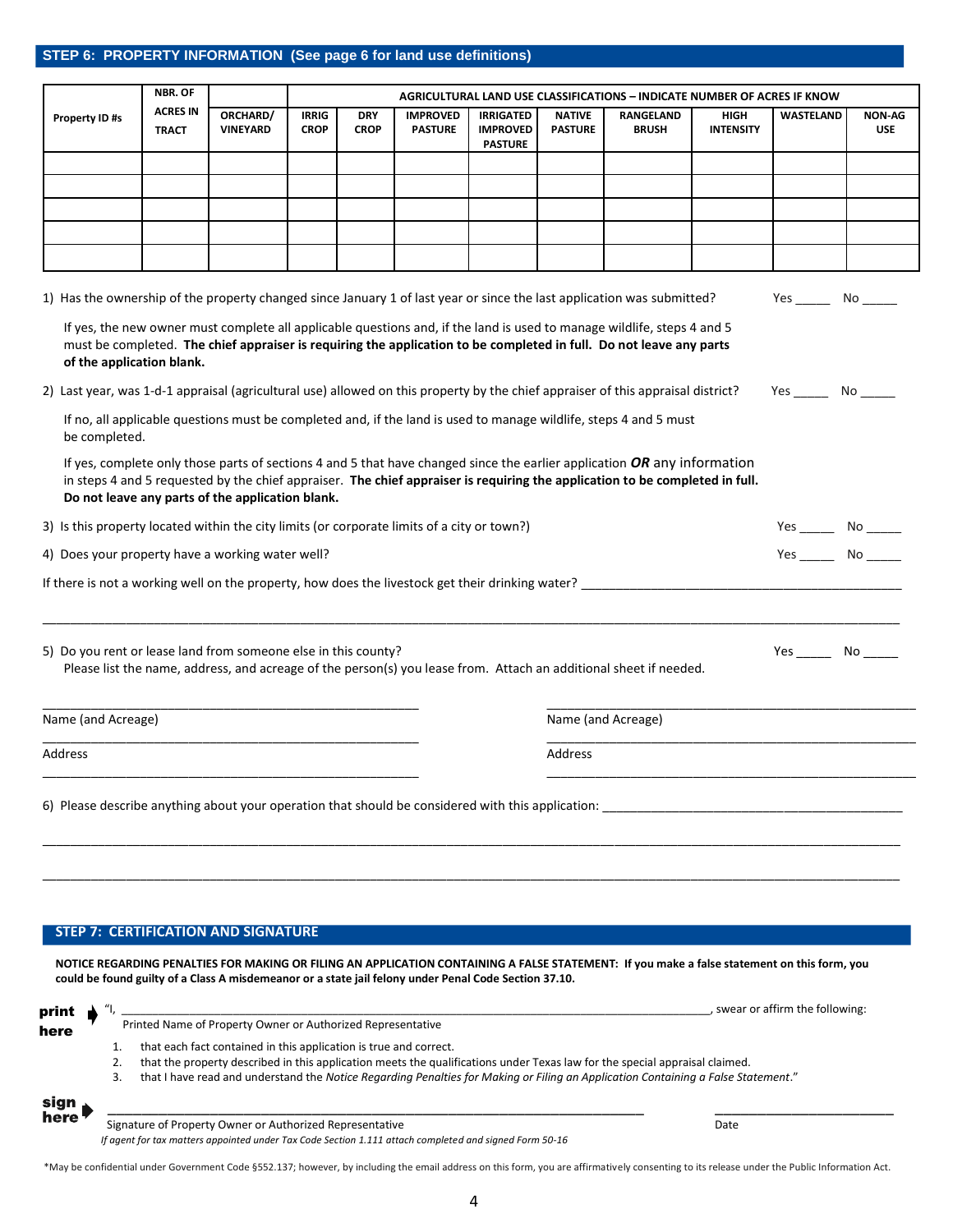## STEP 6: PROPERTY INFORMATION (See page 6 for land use definitions)

| Property ID #s | NBR. OF ACRES IN TRACT | AGRICULTURAL LAND USE CLASSIFICATIONS – INDICATE NUMBER OF ACRES IF KNOW | | | | | | | | | |
|---|---|---|---|---|---|---|---|---|---|---|---|
| | | ORCHARD/ VINEYARD | IRRIG CROP | DRY CROP | IMPROVED PASTURE | IRRIGATED IMPROVED PASTURE | NATIVE PASTURE | RANGELAND BRUSH | HIGH INTENSITY | WASTELAND | NON-AG USE |
| | | | | | | | | | | | |
| | | | | | | | | | | | |
| | | | | | | | | | | | |
| | | | | | | | | | | | |
| | | | | | | | | | | | |

1) Has the ownership of the property changed since January 1 of last year or since the last application was submitted? Yes _____ No _____

If yes, the new owner must complete all applicable questions and, if the land is used to manage wildlife, steps 4 and 5 must be completed. **The chief appraiser is requiring the application to be completed in full. Do not leave any parts of the application blank.**

2) Last year, was 1-d-1 appraisal (agricultural use) allowed on this property by the chief appraiser of this appraisal district? Yes _____ No _____

If no, all applicable questions must be completed and, if the land is used to manage wildlife, steps 4 and 5 must be completed.

If yes, complete only those parts of sections 4 and 5 that have changed since the earlier application ***OR*** any information in steps 4 and 5 requested by the chief appraiser. **The chief appraiser is requiring the application to be completed in full. Do not leave any parts of the application blank.**

3) Is this property located within the city limits (or corporate limits of a city or town?) Yes _____ No _____

4) Does your property have a working water well? Yes _____ No _____

If there is not a working well on the property, how does the livestock get their drinking water? ______________________________________________

_____________________________________________________________________________________________________

5) Do you rent or lease land from someone else in this county? Yes _____ No _____

Please list the name, address, and acreage of the person(s) you lease from. Attach an additional sheet if needed.

_______________________________________________ _______________________________________________

Name (and Acreage) Name (and Acreage)

_______________________________________________ _______________________________________________

Address Address

_______________________________________________ _______________________________________________

6) Please describe anything about your operation that should be considered with this application: ___________________________________________

_____________________________________________________________________________________________________

_____________________________________________________________________________________________________

## STEP 7: CERTIFICATION AND SIGNATURE

**NOTICE REGARDING PENALTIES FOR MAKING OR FILING AN APPLICATION CONTAINING A FALSE STATEMENT: If you make a false statement on this form, you could be found guilty of a Class A misdemeanor or a state jail felony under Penal Code Section 37.10.**

**print here** "I, ___________________________________________________________________________, swear or affirm the following:

Printed Name of Property Owner or Authorized Representative

1. that each fact contained in this application is true and correct.
2. that the property described in this application meets the qualifications under Texas law for the special appraisal claimed.
3. that I have read and understand the *Notice Regarding Penalties for Making or Filing an Application Containing a False Statement*."

**sign here** _____________________________________________________________ ______________________

Signature of Property Owner or Authorized Representative Date

*If agent for tax matters appointed under Tax Code Section 1.111 attach completed and signed Form 50-16*

*May be confidential under Government Code §552.137; however, by including the email address on this form, you are affirmatively consenting to its release under the Public Information Act.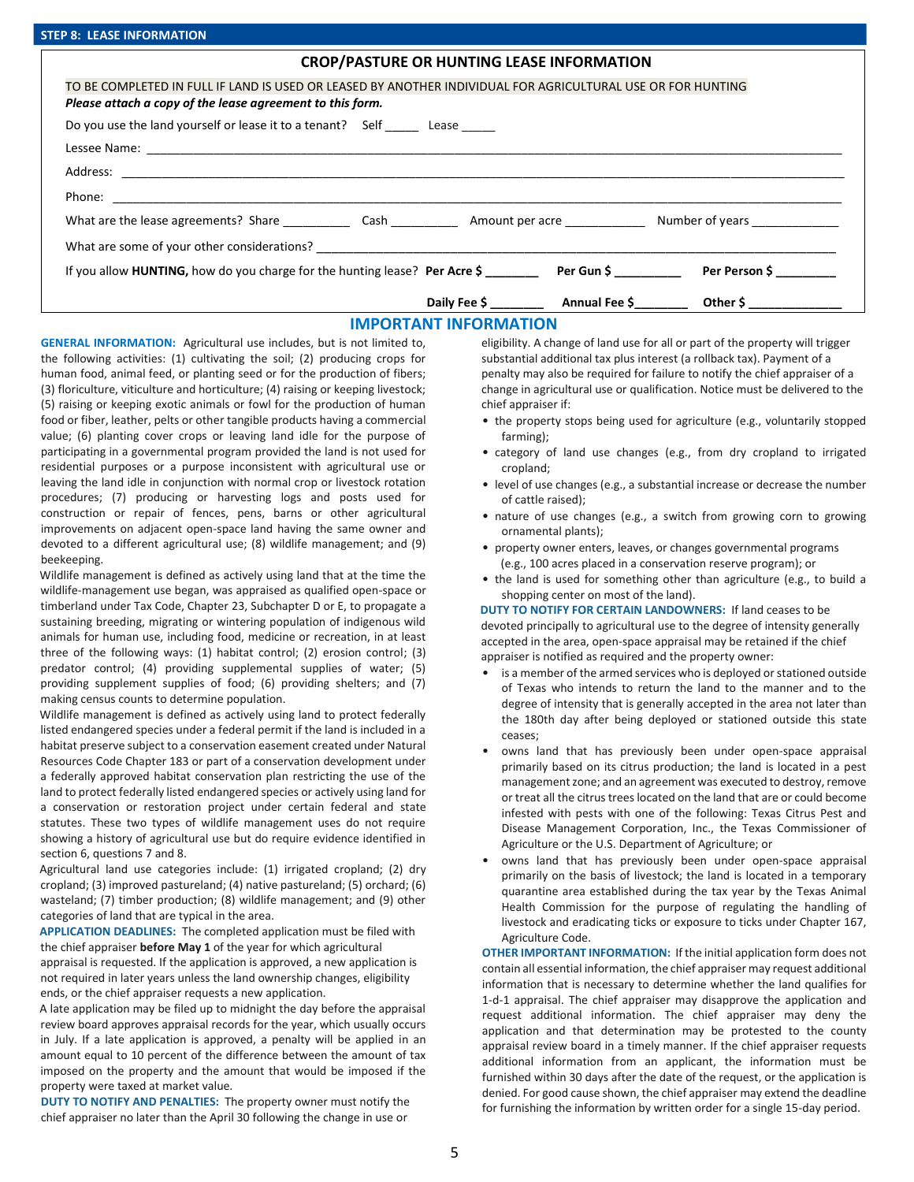## STEP 8: LEASE INFORMATION

### CROP/PASTURE OR HUNTING LEASE INFORMATION

TO BE COMPLETED IN FULL IF LAND IS USED OR LEASED BY ANOTHER INDIVIDUAL FOR AGRICULTURAL USE OR FOR HUNTING

***Please attach a copy of the lease agreement to this form.***

Do you use the land yourself or lease it to a tenant? Self _____ Lease _____

Lessee Name: ____________________________________________

Address: ____________________________________________

Phone: ____________________________________________

What are the lease agreements? Share __________ Cash __________ Amount per acre ____________ Number of years _____________

What are some of your other considerations? ____________________________________________

If you allow **HUNTING,** how do you charge for the hunting lease? **Per Acre $** ________ **Per Gun $** __________ **Per Person $** _________

**Daily Fee $** ________ **Annual Fee $**________ **Other $** ______________

## IMPORTANT INFORMATION

**GENERAL INFORMATION:** Agricultural use includes, but is not limited to, the following activities: (1) cultivating the soil; (2) producing crops for human food, animal feed, or planting seed or for the production of fibers; (3) floriculture, viticulture and horticulture; (4) raising or keeping livestock; (5) raising or keeping exotic animals or fowl for the production of human food or fiber, leather, pelts or other tangible products having a commercial value; (6) planting cover crops or leaving land idle for the purpose of participating in a governmental program provided the land is not used for residential purposes or a purpose inconsistent with agricultural use or leaving the land idle in conjunction with normal crop or livestock rotation procedures; (7) producing or harvesting logs and posts used for construction or repair of fences, pens, barns or other agricultural improvements on adjacent open-space land having the same owner and devoted to a different agricultural use; (8) wildlife management; and (9) beekeeping.

Wildlife management is defined as actively using land that at the time the wildlife-management use began, was appraised as qualified open-space or timberland under Tax Code, Chapter 23, Subchapter D or E, to propagate a sustaining breeding, migrating or wintering population of indigenous wild animals for human use, including food, medicine or recreation, in at least three of the following ways: (1) habitat control; (2) erosion control; (3) predator control; (4) providing supplemental supplies of water; (5) providing supplement supplies of food; (6) providing shelters; and (7) making census counts to determine population.

Wildlife management is defined as actively using land to protect federally listed endangered species under a federal permit if the land is included in a habitat preserve subject to a conservation easement created under Natural Resources Code Chapter 183 or part of a conservation development under a federally approved habitat conservation plan restricting the use of the land to protect federally listed endangered species or actively using land for a conservation or restoration project under certain federal and state statutes. These two types of wildlife management uses do not require showing a history of agricultural use but do require evidence identified in section 6, questions 7 and 8.

Agricultural land use categories include: (1) irrigated cropland; (2) dry cropland; (3) improved pastureland; (4) native pastureland; (5) orchard; (6) wasteland; (7) timber production; (8) wildlife management; and (9) other categories of land that are typical in the area.

**APPLICATION DEADLINES:** The completed application must be filed with the chief appraiser **before May 1** of the year for which agricultural appraisal is requested. If the application is approved, a new application is not required in later years unless the land ownership changes, eligibility ends, or the chief appraiser requests a new application.

A late application may be filed up to midnight the day before the appraisal review board approves appraisal records for the year, which usually occurs in July. If a late application is approved, a penalty will be applied in an amount equal to 10 percent of the difference between the amount of tax imposed on the property and the amount that would be imposed if the property were taxed at market value.

**DUTY TO NOTIFY AND PENALTIES:** The property owner must notify the chief appraiser no later than the April 30 following the change in use or eligibility. A change of land use for all or part of the property will trigger substantial additional tax plus interest (a rollback tax). Payment of a penalty may also be required for failure to notify the chief appraiser of a change in agricultural use or qualification. Notice must be delivered to the chief appraiser if:

- the property stops being used for agriculture (e.g., voluntarily stopped farming);
- category of land use changes (e.g., from dry cropland to irrigated cropland);
- level of use changes (e.g., a substantial increase or decrease the number of cattle raised);
- nature of use changes (e.g., a switch from growing corn to growing ornamental plants);
- property owner enters, leaves, or changes governmental programs (e.g., 100 acres placed in a conservation reserve program); or
- the land is used for something other than agriculture (e.g., to build a shopping center on most of the land).

**DUTY TO NOTIFY FOR CERTAIN LANDOWNERS:** If land ceases to be devoted principally to agricultural use to the degree of intensity generally accepted in the area, open-space appraisal may be retained if the chief appraiser is notified as required and the property owner:

- is a member of the armed services who is deployed or stationed outside of Texas who intends to return the land to the manner and to the degree of intensity that is generally accepted in the area not later than the 180th day after being deployed or stationed outside this state ceases;
- owns land that has previously been under open-space appraisal primarily based on its citrus production; the land is located in a pest management zone; and an agreement was executed to destroy, remove or treat all the citrus trees located on the land that are or could become infested with pests with one of the following: Texas Citrus Pest and Disease Management Corporation, Inc., the Texas Commissioner of Agriculture or the U.S. Department of Agriculture; or
- owns land that has previously been under open-space appraisal primarily on the basis of livestock; the land is located in a temporary quarantine area established during the tax year by the Texas Animal Health Commission for the purpose of regulating the handling of livestock and eradicating ticks or exposure to ticks under Chapter 167, Agriculture Code.

**OTHER IMPORTANT INFORMATION:** If the initial application form does not contain all essential information, the chief appraiser may request additional information that is necessary to determine whether the land qualifies for 1-d-1 appraisal. The chief appraiser may disapprove the application and request additional information. The chief appraiser may deny the application and that determination may be protested to the county appraisal review board in a timely manner. If the chief appraiser requests additional information from an applicant, the information must be furnished within 30 days after the date of the request, or the application is denied. For good cause shown, the chief appraiser may extend the deadline for furnishing the information by written order for a single 15-day period.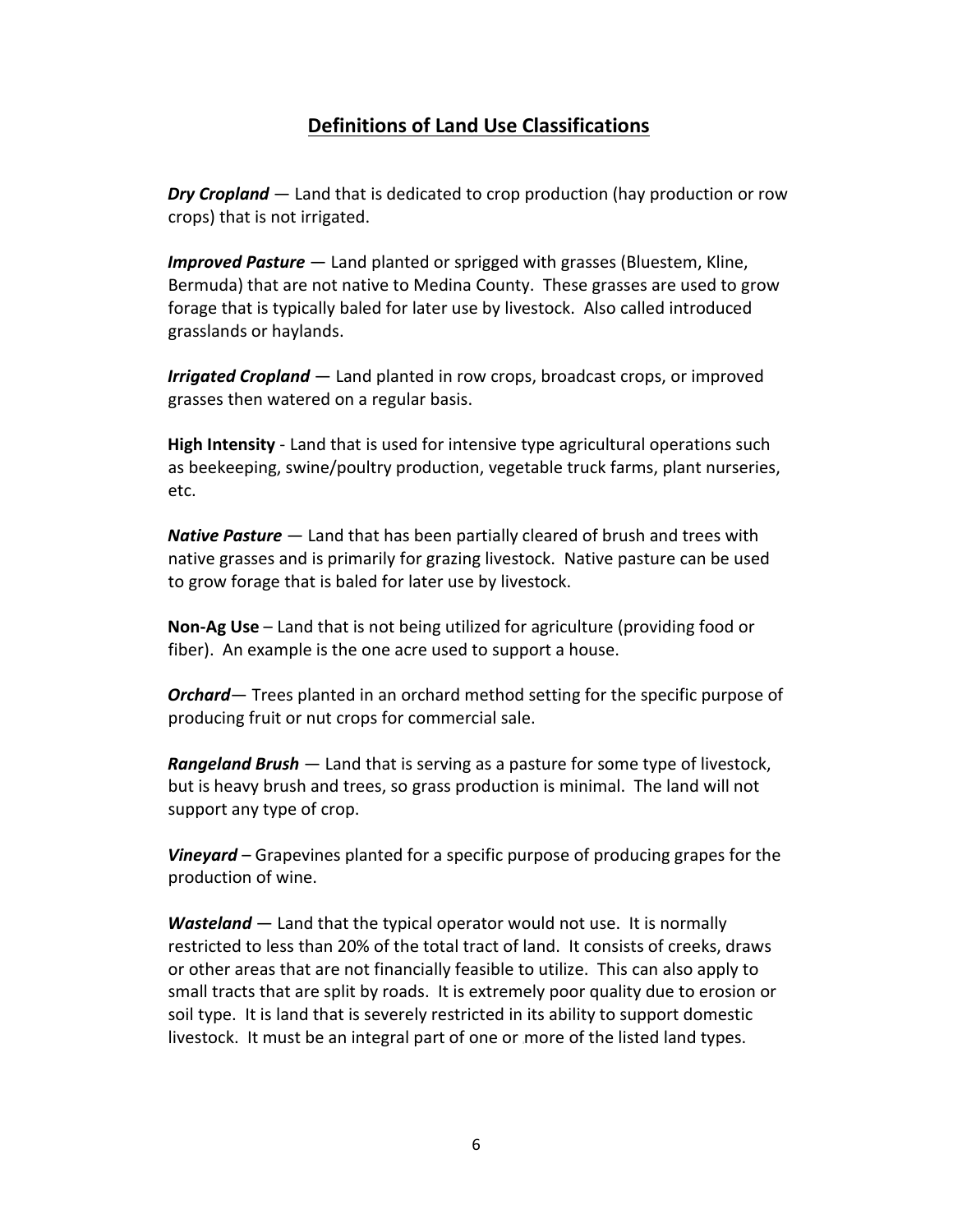## Definitions of Land Use Classifications

***Dry Cropland*** — Land that is dedicated to crop production (hay production or row crops) that is not irrigated.

***Improved Pasture*** — Land planted or sprigged with grasses (Bluestem, Kline, Bermuda) that are not native to Medina County. These grasses are used to grow forage that is typically baled for later use by livestock. Also called introduced grasslands or haylands.

***Irrigated Cropland*** — Land planted in row crops, broadcast crops, or improved grasses then watered on a regular basis.

**High Intensity** - Land that is used for intensive type agricultural operations such as beekeeping, swine/poultry production, vegetable truck farms, plant nurseries, etc.

***Native Pasture*** — Land that has been partially cleared of brush and trees with native grasses and is primarily for grazing livestock. Native pasture can be used to grow forage that is baled for later use by livestock.

**Non-Ag Use** – Land that is not being utilized for agriculture (providing food or fiber). An example is the one acre used to support a house.

***Orchard***— Trees planted in an orchard method setting for the specific purpose of producing fruit or nut crops for commercial sale.

***Rangeland Brush*** — Land that is serving as a pasture for some type of livestock, but is heavy brush and trees, so grass production is minimal. The land will not support any type of crop.

***Vineyard*** – Grapevines planted for a specific purpose of producing grapes for the production of wine.

***Wasteland*** — Land that the typical operator would not use. It is normally restricted to less than 20% of the total tract of land. It consists of creeks, draws or other areas that are not financially feasible to utilize. This can also apply to small tracts that are split by roads. It is extremely poor quality due to erosion or soil type. It is land that is severely restricted in its ability to support domestic livestock. It must be an integral part of one or more of the listed land types.